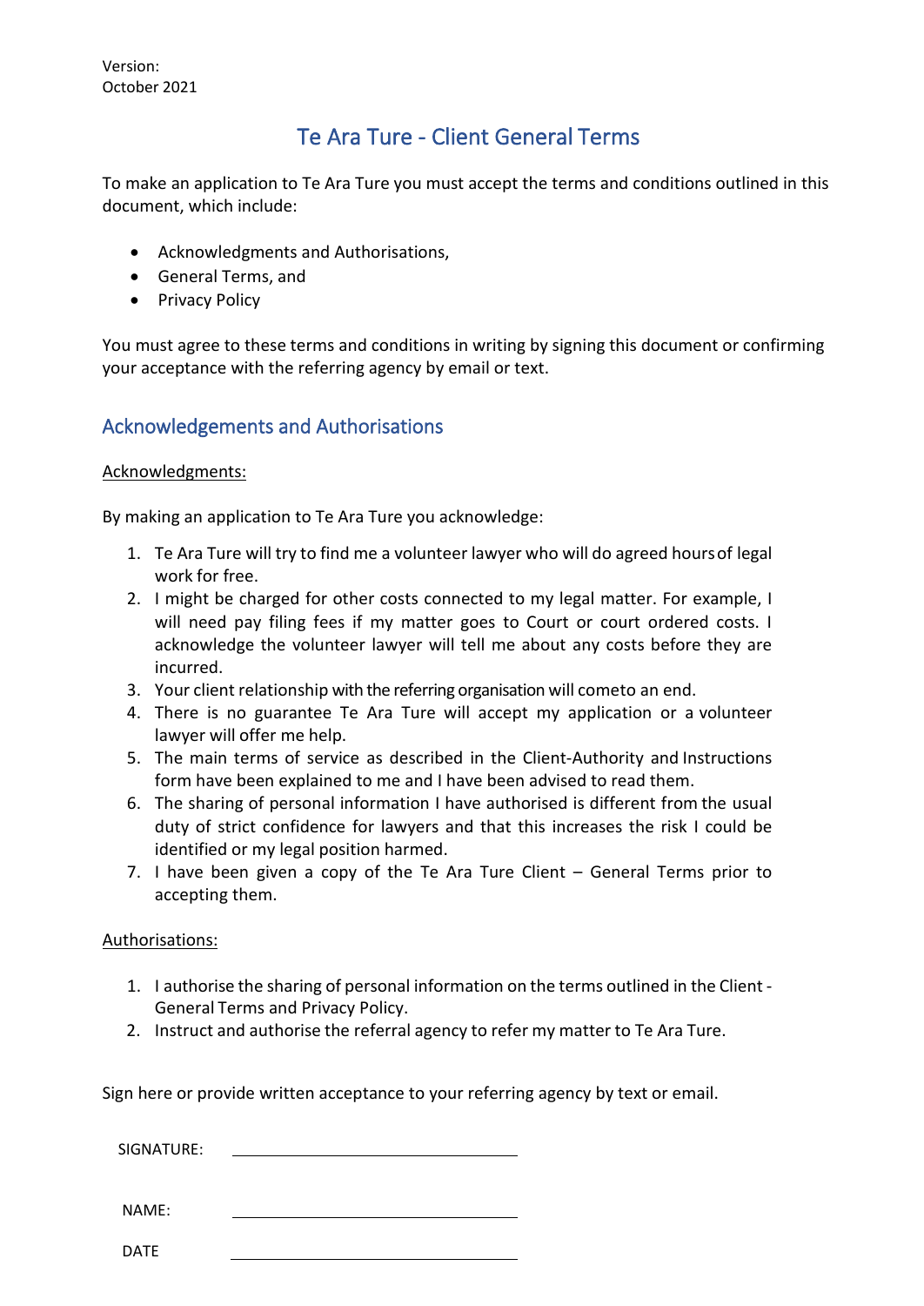Version:
October 2021

# Te Ara Ture - Client General Terms

To make an application to Te Ara Ture you must accept the terms and conditions outlined in this document, which include:

- Acknowledgments and Authorisations,
- General Terms, and
- Privacy Policy

You must agree to these terms and conditions in writing by signing this document or confirming your acceptance with the referring agency by email or text.

## Acknowledgements and Authorisations

Acknowledgments:

By making an application to Te Ara Ture you acknowledge:

1. Te Ara Ture will try to find me a volunteer lawyer who will do agreed hours of legal work for free.
2. I might be charged for other costs connected to my legal matter. For example, I will need pay filing fees if my matter goes to Court or court ordered costs. I acknowledge the volunteer lawyer will tell me about any costs before they are incurred.
3. Your client relationship with the referring organisation will cometo an end.
4. There is no guarantee Te Ara Ture will accept my application or a volunteer lawyer will offer me help.
5. The main terms of service as described in the Client-Authority and Instructions form have been explained to me and I have been advised to read them.
6. The sharing of personal information I have authorised is different from the usual duty of strict confidence for lawyers and that this increases the risk I could be identified or my legal position harmed.
7. I have been given a copy of the Te Ara Ture Client – General Terms prior to accepting them.

Authorisations:

1. I authorise the sharing of personal information on the terms outlined in the Client - General Terms and Privacy Policy.
2. Instruct and authorise the referral agency to refer my matter to Te Ara Ture.

Sign here or provide written acceptance to your referring agency by text or email.

SIGNATURE: ______________________

NAME: ______________________

DATE ______________________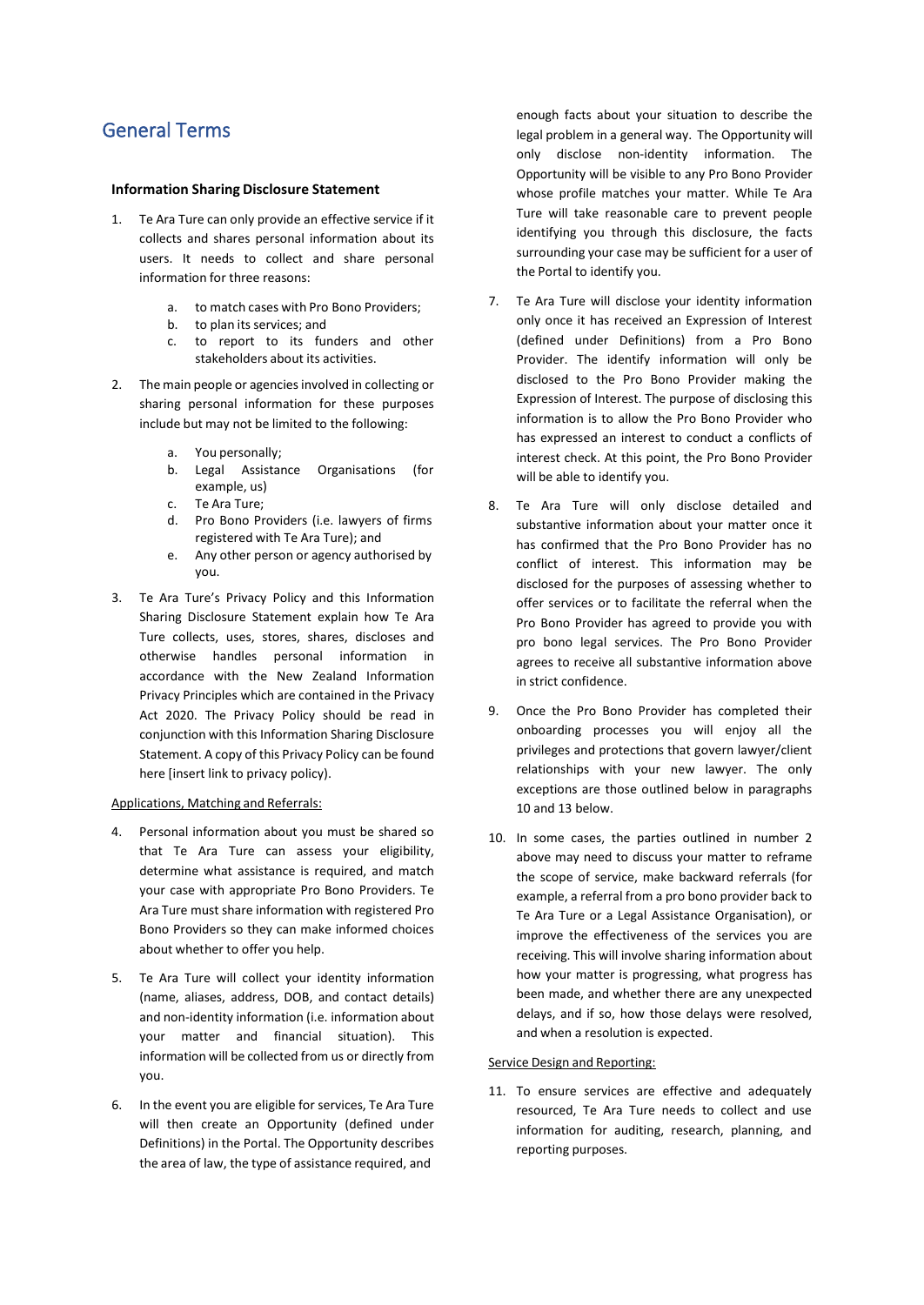## General Terms

**Information Sharing Disclosure Statement**

1. Te Ara Ture can only provide an effective service if it collects and shares personal information about its users. It needs to collect and share personal information for three reasons:

    a. to match cases with Pro Bono Providers;
    b. to plan its services; and
    c. to report to its funders and other stakeholders about its activities.

2. The main people or agencies involved in collecting or sharing personal information for these purposes include but may not be limited to the following:

    a. You personally;
    b. Legal Assistance Organisations (for example, us)
    c. Te Ara Ture;
    d. Pro Bono Providers (i.e. lawyers of firms registered with Te Ara Ture); and
    e. Any other person or agency authorised by you.

3. Te Ara Ture's Privacy Policy and this Information Sharing Disclosure Statement explain how Te Ara Ture collects, uses, stores, shares, discloses and otherwise handles personal information in accordance with the New Zealand Information Privacy Principles which are contained in the Privacy Act 2020. The Privacy Policy should be read in conjunction with this Information Sharing Disclosure Statement. A copy of this Privacy Policy can be found here [insert link to privacy policy).

<u>Applications, Matching and Referrals:</u>

4. Personal information about you must be shared so that Te Ara Ture can assess your eligibility, determine what assistance is required, and match your case with appropriate Pro Bono Providers. Te Ara Ture must share information with registered Pro Bono Providers so they can make informed choices about whether to offer you help.

5. Te Ara Ture will collect your identity information (name, aliases, address, DOB, and contact details) and non-identity information (i.e. information about your matter and financial situation). This information will be collected from us or directly from you.

6. In the event you are eligible for services, Te Ara Ture will then create an Opportunity (defined under Definitions) in the Portal. The Opportunity describes the area of law, the type of assistance required, and enough facts about your situation to describe the legal problem in a general way. The Opportunity will only disclose non-identity information. The Opportunity will be visible to any Pro Bono Provider whose profile matches your matter. While Te Ara Ture will take reasonable care to prevent people identifying you through this disclosure, the facts surrounding your case may be sufficient for a user of the Portal to identify you.

7. Te Ara Ture will disclose your identity information only once it has received an Expression of Interest (defined under Definitions) from a Pro Bono Provider. The identify information will only be disclosed to the Pro Bono Provider making the Expression of Interest. The purpose of disclosing this information is to allow the Pro Bono Provider who has expressed an interest to conduct a conflicts of interest check. At this point, the Pro Bono Provider will be able to identify you.

8. Te Ara Ture will only disclose detailed and substantive information about your matter once it has confirmed that the Pro Bono Provider has no conflict of interest. This information may be disclosed for the purposes of assessing whether to offer services or to facilitate the referral when the Pro Bono Provider has agreed to provide you with pro bono legal services. The Pro Bono Provider agrees to receive all substantive information above in strict confidence.

9. Once the Pro Bono Provider has completed their onboarding processes you will enjoy all the privileges and protections that govern lawyer/client relationships with your new lawyer. The only exceptions are those outlined below in paragraphs 10 and 13 below.

10. In some cases, the parties outlined in number 2 above may need to discuss your matter to reframe the scope of service, make backward referrals (for example, a referral from a pro bono provider back to Te Ara Ture or a Legal Assistance Organisation), or improve the effectiveness of the services you are receiving. This will involve sharing information about how your matter is progressing, what progress has been made, and whether there are any unexpected delays, and if so, how those delays were resolved, and when a resolution is expected.

<u>Service Design and Reporting:</u>

11. To ensure services are effective and adequately resourced, Te Ara Ture needs to collect and use information for auditing, research, planning, and reporting purposes.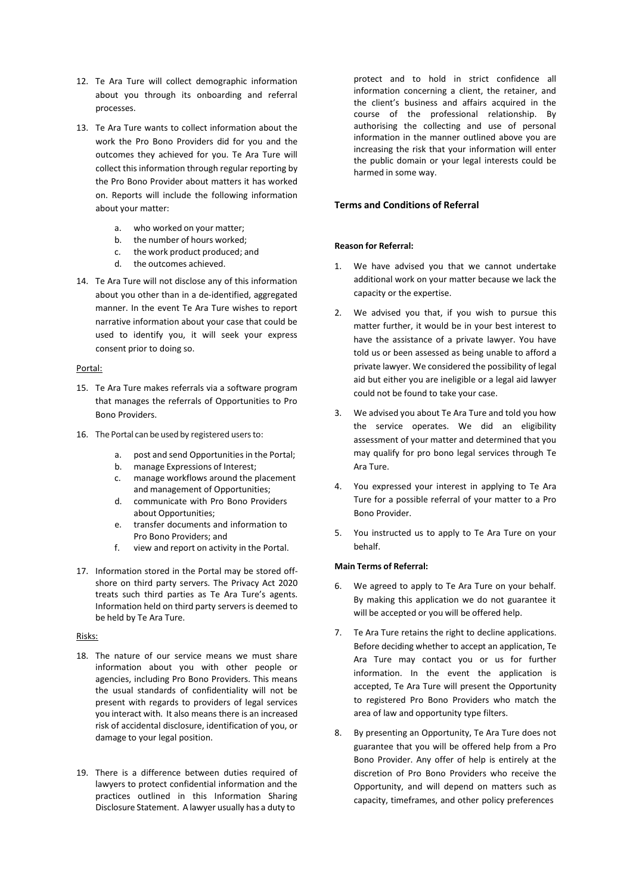12. Te Ara Ture will collect demographic information about you through its onboarding and referral processes.

13. Te Ara Ture wants to collect information about the work the Pro Bono Providers did for you and the outcomes they achieved for you. Te Ara Ture will collect this information through regular reporting by the Pro Bono Provider about matters it has worked on. Reports will include the following information about your matter:

    a. who worked on your matter;
    b. the number of hours worked;
    c. the work product produced; and
    d. the outcomes achieved.

14. Te Ara Ture will not disclose any of this information about you other than in a de-identified, aggregated manner. In the event Te Ara Ture wishes to report narrative information about your case that could be used to identify you, it will seek your express consent prior to doing so.

Portal:

15. Te Ara Ture makes referrals via a software program that manages the referrals of Opportunities to Pro Bono Providers.

16. The Portal can be used by registered users to:

    a. post and send Opportunities in the Portal;
    b. manage Expressions of Interest;
    c. manage workflows around the placement and management of Opportunities;
    d. communicate with Pro Bono Providers about Opportunities;
    e. transfer documents and information to Pro Bono Providers; and
    f. view and report on activity in the Portal.

17. Information stored in the Portal may be stored off-shore on third party servers. The Privacy Act 2020 treats such third parties as Te Ara Ture's agents. Information held on third party servers is deemed to be held by Te Ara Ture.

Risks:

18. The nature of our service means we must share information about you with other people or agencies, including Pro Bono Providers. This means the usual standards of confidentiality will not be present with regards to providers of legal services you interact with. It also means there is an increased risk of accidental disclosure, identification of you, or damage to your legal position.

19. There is a difference between duties required of lawyers to protect confidential information and the practices outlined in this Information Sharing Disclosure Statement. A lawyer usually has a duty to protect and to hold in strict confidence all information concerning a client, the retainer, and the client's business and affairs acquired in the course of the professional relationship. By authorising the collecting and use of personal information in the manner outlined above you are increasing the risk that your information will enter the public domain or your legal interests could be harmed in some way.

## Terms and Conditions of Referral

**Reason for Referral:**

1. We have advised you that we cannot undertake additional work on your matter because we lack the capacity or the expertise.

2. We advised you that, if you wish to pursue this matter further, it would be in your best interest to have the assistance of a private lawyer. You have told us or been assessed as being unable to afford a private lawyer. We considered the possibility of legal aid but either you are ineligible or a legal aid lawyer could not be found to take your case.

3. We advised you about Te Ara Ture and told you how the service operates. We did an eligibility assessment of your matter and determined that you may qualify for pro bono legal services through Te Ara Ture.

4. You expressed your interest in applying to Te Ara Ture for a possible referral of your matter to a Pro Bono Provider.

5. You instructed us to apply to Te Ara Ture on your behalf.

**Main Terms of Referral:**

6. We agreed to apply to Te Ara Ture on your behalf. By making this application we do not guarantee it will be accepted or you will be offered help.

7. Te Ara Ture retains the right to decline applications. Before deciding whether to accept an application, Te Ara Ture may contact you or us for further information. In the event the application is accepted, Te Ara Ture will present the Opportunity to registered Pro Bono Providers who match the area of law and opportunity type filters.

8. By presenting an Opportunity, Te Ara Ture does not guarantee that you will be offered help from a Pro Bono Provider. Any offer of help is entirely at the discretion of Pro Bono Providers who receive the Opportunity, and will depend on matters such as capacity, timeframes, and other policy preferences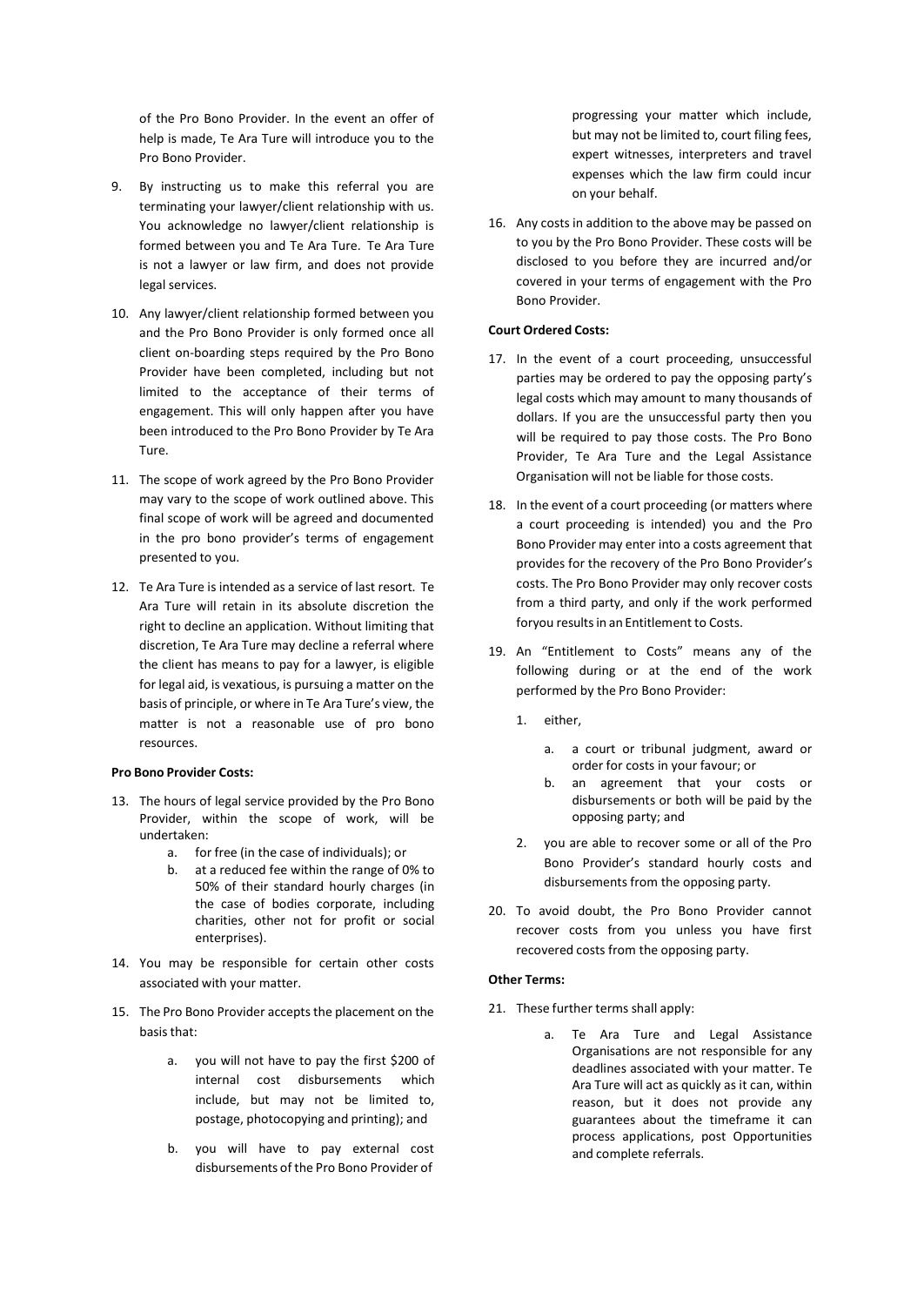of the Pro Bono Provider. In the event an offer of help is made, Te Ara Ture will introduce you to the Pro Bono Provider.

9. By instructing us to make this referral you are terminating your lawyer/client relationship with us. You acknowledge no lawyer/client relationship is formed between you and Te Ara Ture. Te Ara Ture is not a lawyer or law firm, and does not provide legal services.

10. Any lawyer/client relationship formed between you and the Pro Bono Provider is only formed once all client on-boarding steps required by the Pro Bono Provider have been completed, including but not limited to the acceptance of their terms of engagement. This will only happen after you have been introduced to the Pro Bono Provider by Te Ara Ture.

11. The scope of work agreed by the Pro Bono Provider may vary to the scope of work outlined above. This final scope of work will be agreed and documented in the pro bono provider's terms of engagement presented to you.

12. Te Ara Ture is intended as a service of last resort. Te Ara Ture will retain in its absolute discretion the right to decline an application. Without limiting that discretion, Te Ara Ture may decline a referral where the client has means to pay for a lawyer, is eligible for legal aid, is vexatious, is pursuing a matter on the basis of principle, or where in Te Ara Ture's view, the matter is not a reasonable use of pro bono resources.

**Pro Bono Provider Costs:**

13. The hours of legal service provided by the Pro Bono Provider, within the scope of work, will be undertaken:
    a. for free (in the case of individuals); or
    b. at a reduced fee within the range of 0% to 50% of their standard hourly charges (in the case of bodies corporate, including charities, other not for profit or social enterprises).

14. You may be responsible for certain other costs associated with your matter.

15. The Pro Bono Provider accepts the placement on the basis that:

    a. you will not have to pay the first $200 of internal cost disbursements which include, but may not be limited to, postage, photocopying and printing); and

    b. you will have to pay external cost disbursements of the Pro Bono Provider of progressing your matter which include, but may not be limited to, court filing fees, expert witnesses, interpreters and travel expenses which the law firm could incur on your behalf.

16. Any costs in addition to the above may be passed on to you by the Pro Bono Provider. These costs will be disclosed to you before they are incurred and/or covered in your terms of engagement with the Pro Bono Provider.

**Court Ordered Costs:**

17. In the event of a court proceeding, unsuccessful parties may be ordered to pay the opposing party's legal costs which may amount to many thousands of dollars. If you are the unsuccessful party then you will be required to pay those costs. The Pro Bono Provider, Te Ara Ture and the Legal Assistance Organisation will not be liable for those costs.

18. In the event of a court proceeding (or matters where a court proceeding is intended) you and the Pro Bono Provider may enter into a costs agreement that provides for the recovery of the Pro Bono Provider's costs. The Pro Bono Provider may only recover costs from a third party, and only if the work performed foryou results in an Entitlement to Costs.

19. An "Entitlement to Costs" means any of the following during or at the end of the work performed by the Pro Bono Provider:

    1. either,

        a. a court or tribunal judgment, award or order for costs in your favour; or
        b. an agreement that your costs or disbursements or both will be paid by the opposing party; and

    2. you are able to recover some or all of the Pro Bono Provider's standard hourly costs and disbursements from the opposing party.

20. To avoid doubt, the Pro Bono Provider cannot recover costs from you unless you have first recovered costs from the opposing party.

**Other Terms:**

21. These further terms shall apply:

    a. Te Ara Ture and Legal Assistance Organisations are not responsible for any deadlines associated with your matter. Te Ara Ture will act as quickly as it can, within reason, but it does not provide any guarantees about the timeframe it can process applications, post Opportunities and complete referrals.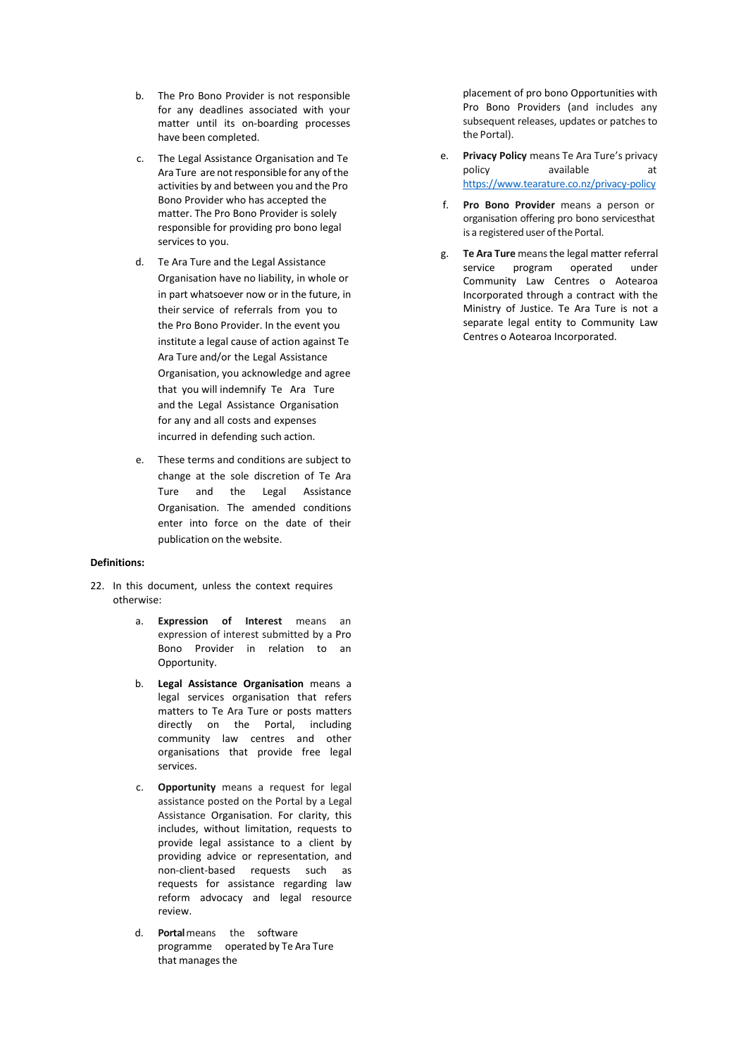b. The Pro Bono Provider is not responsible for any deadlines associated with your matter until its on-boarding processes have been completed.

c. The Legal Assistance Organisation and Te Ara Ture are not responsible for any of the activities by and between you and the Pro Bono Provider who has accepted the matter. The Pro Bono Provider is solely responsible for providing pro bono legal services to you.

d. Te Ara Ture and the Legal Assistance Organisation have no liability, in whole or in part whatsoever now or in the future, in their service of referrals from you to the Pro Bono Provider. In the event you institute a legal cause of action against Te Ara Ture and/or the Legal Assistance Organisation, you acknowledge and agree that you will indemnify Te Ara Ture and the Legal Assistance Organisation for any and all costs and expenses incurred in defending such action.

e. These terms and conditions are subject to change at the sole discretion of Te Ara Ture and the Legal Assistance Organisation. The amended conditions enter into force on the date of their publication on the website.

**Definitions:**

22. In this document, unless the context requires otherwise:

a. **Expression of Interest** means an expression of interest submitted by a Pro Bono Provider in relation to an Opportunity.

b. **Legal Assistance Organisation** means a legal services organisation that refers matters to Te Ara Ture or posts matters directly on the Portal, including community law centres and other organisations that provide free legal services.

c. **Opportunity** means a request for legal assistance posted on the Portal by a Legal Assistance Organisation. For clarity, this includes, without limitation, requests to provide legal assistance to a client by providing advice or representation, and non-client-based requests such as requests for assistance regarding law reform advocacy and legal resource review.

d. **Portal** means the software programme operated by Te Ara Ture that manages the placement of pro bono Opportunities with Pro Bono Providers (and includes any subsequent releases, updates or patches to the Portal).

e. **Privacy Policy** means Te Ara Ture's privacy policy available at https://www.tearature.co.nz/privacy-policy

f. **Pro Bono Provider** means a person or organisation offering pro bono servicesthat is a registered user of the Portal.

g. **Te Ara Ture** means the legal matter referral service program operated under Community Law Centres o Aotearoa Incorporated through a contract with the Ministry of Justice. Te Ara Ture is not a separate legal entity to Community Law Centres o Aotearoa Incorporated.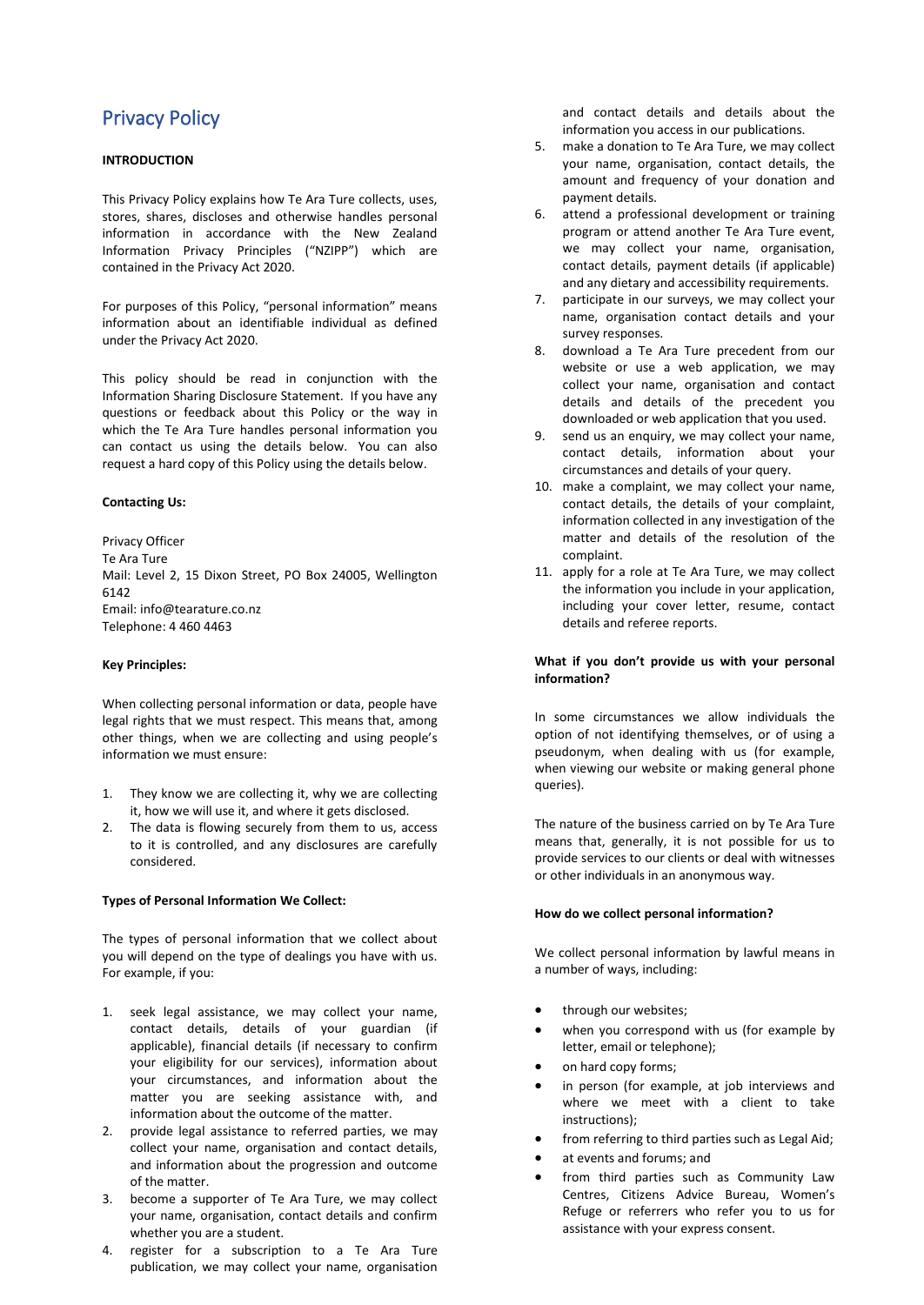# Privacy Policy

**INTRODUCTION**

This Privacy Policy explains how Te Ara Ture collects, uses, stores, shares, discloses and otherwise handles personal information in accordance with the New Zealand Information Privacy Principles ("NZIPP") which are contained in the Privacy Act 2020.

For purposes of this Policy, "personal information" means information about an identifiable individual as defined under the Privacy Act 2020.

This policy should be read in conjunction with the Information Sharing Disclosure Statement. If you have any questions or feedback about this Policy or the way in which the Te Ara Ture handles personal information you can contact us using the details below. You can also request a hard copy of this Policy using the details below.

**Contacting Us:**

Privacy Officer
Te Ara Ture
Mail: Level 2, 15 Dixon Street, PO Box 24005, Wellington 6142
Email: info@tearature.co.nz
Telephone: 4 460 4463

**Key Principles:**

When collecting personal information or data, people have legal rights that we must respect. This means that, among other things, when we are collecting and using people's information we must ensure:

1. They know we are collecting it, why we are collecting it, how we will use it, and where it gets disclosed.
2. The data is flowing securely from them to us, access to it is controlled, and any disclosures are carefully considered.

**Types of Personal Information We Collect:**

The types of personal information that we collect about you will depend on the type of dealings you have with us. For example, if you:

1. seek legal assistance, we may collect your name, contact details, details of your guardian (if applicable), financial details (if necessary to confirm your eligibility for our services), information about your circumstances, and information about the matter you are seeking assistance with, and information about the outcome of the matter.
2. provide legal assistance to referred parties, we may collect your name, organisation and contact details, and information about the progression and outcome of the matter.
3. become a supporter of Te Ara Ture, we may collect your name, organisation, contact details and confirm whether you are a student.
4. register for a subscription to a Te Ara Ture publication, we may collect your name, organisation and contact details and details about the information you access in our publications.
5. make a donation to Te Ara Ture, we may collect your name, organisation, contact details, the amount and frequency of your donation and payment details.
6. attend a professional development or training program or attend another Te Ara Ture event, we may collect your name, organisation, contact details, payment details (if applicable) and any dietary and accessibility requirements.
7. participate in our surveys, we may collect your name, organisation contact details and your survey responses.
8. download a Te Ara Ture precedent from our website or use a web application, we may collect your name, organisation and contact details and details of the precedent you downloaded or web application that you used.
9. send us an enquiry, we may collect your name, contact details, information about your circumstances and details of your query.
10. make a complaint, we may collect your name, contact details, the details of your complaint, information collected in any investigation of the matter and details of the resolution of the complaint.
11. apply for a role at Te Ara Ture, we may collect the information you include in your application, including your cover letter, resume, contact details and referee reports.

**What if you don't provide us with your personal information?**

In some circumstances we allow individuals the option of not identifying themselves, or of using a pseudonym, when dealing with us (for example, when viewing our website or making general phone queries).

The nature of the business carried on by Te Ara Ture means that, generally, it is not possible for us to provide services to our clients or deal with witnesses or other individuals in an anonymous way.

**How do we collect personal information?**

We collect personal information by lawful means in a number of ways, including:

- through our websites;
- when you correspond with us (for example by letter, email or telephone);
- on hard copy forms;
- in person (for example, at job interviews and where we meet with a client to take instructions);
- from referring to third parties such as Legal Aid;
- at events and forums; and
- from third parties such as Community Law Centres, Citizens Advice Bureau, Women's Refuge or referrers who refer you to us for assistance with your express consent.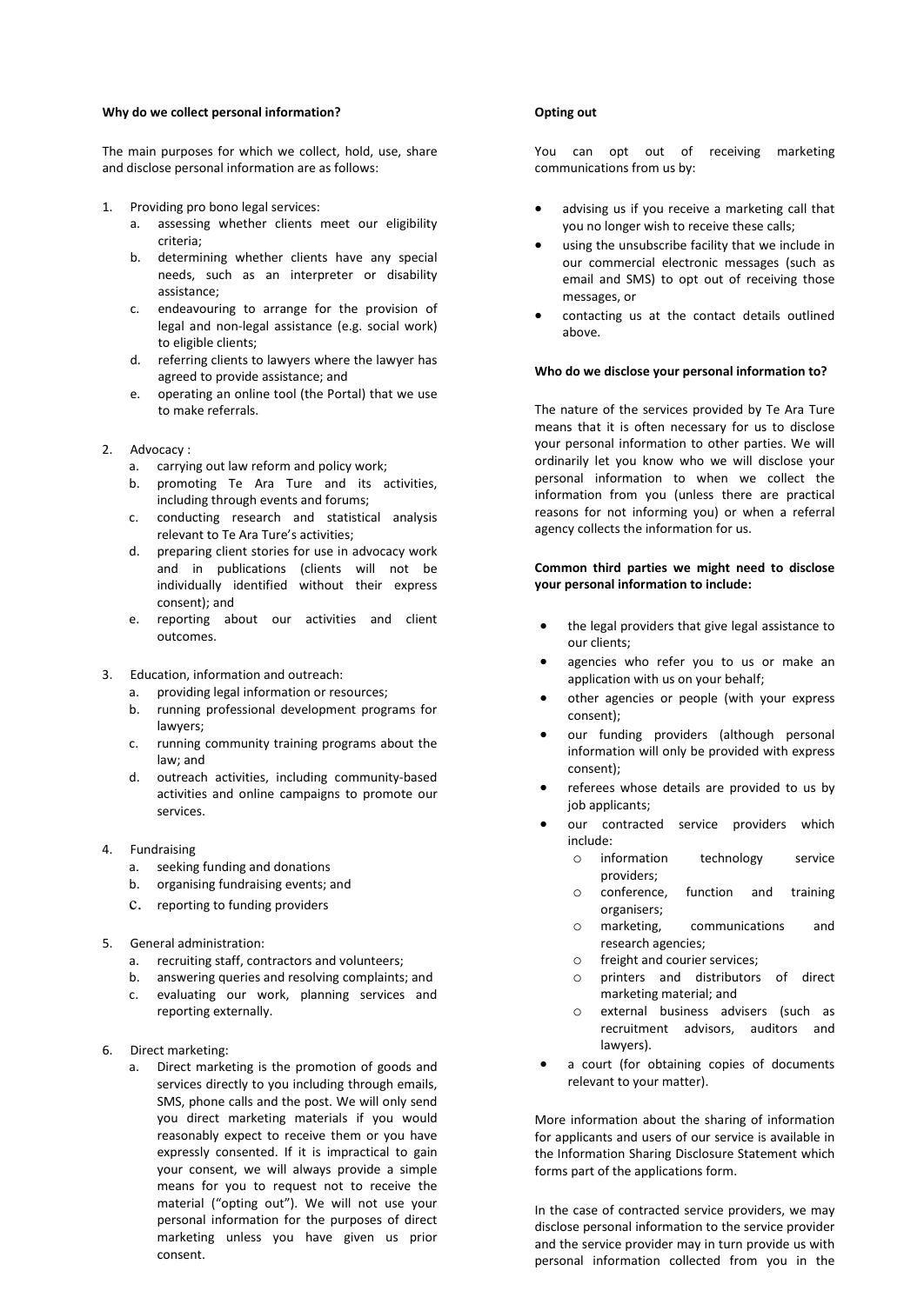**Why do we collect personal information?**

The main purposes for which we collect, hold, use, share and disclose personal information are as follows:

1. Providing pro bono legal services:
   a. assessing whether clients meet our eligibility criteria;
   b. determining whether clients have any special needs, such as an interpreter or disability assistance;
   c. endeavouring to arrange for the provision of legal and non-legal assistance (e.g. social work) to eligible clients;
   d. referring clients to lawyers where the lawyer has agreed to provide assistance; and
   e. operating an online tool (the Portal) that we use to make referrals.

2. Advocacy :
   a. carrying out law reform and policy work;
   b. promoting Te Ara Ture and its activities, including through events and forums;
   c. conducting research and statistical analysis relevant to Te Ara Ture's activities;
   d. preparing client stories for use in advocacy work and in publications (clients will not be individually identified without their express consent); and
   e. reporting about our activities and client outcomes.

3. Education, information and outreach:
   a. providing legal information or resources;
   b. running professional development programs for lawyers;
   c. running community training programs about the law; and
   d. outreach activities, including community-based activities and online campaigns to promote our services.

4. Fundraising
   a. seeking funding and donations
   b. organising fundraising events; and
   c. reporting to funding providers

5. General administration:
   a. recruiting staff, contractors and volunteers;
   b. answering queries and resolving complaints; and
   c. evaluating our work, planning services and reporting externally.

6. Direct marketing:
   a. Direct marketing is the promotion of goods and services directly to you including through emails, SMS, phone calls and the post. We will only send you direct marketing materials if you would reasonably expect to receive them or you have expressly consented. If it is impractical to gain your consent, we will always provide a simple means for you to request not to receive the material ("opting out"). We will not use your personal information for the purposes of direct marketing unless you have given us prior consent.

**Opting out**

You can opt out of receiving marketing communications from us by:

- advising us if you receive a marketing call that you no longer wish to receive these calls;
- using the unsubscribe facility that we include in our commercial electronic messages (such as email and SMS) to opt out of receiving those messages, or
- contacting us at the contact details outlined above.

**Who do we disclose your personal information to?**

The nature of the services provided by Te Ara Ture means that it is often necessary for us to disclose your personal information to other parties. We will ordinarily let you know who we will disclose your personal information to when we collect the information from you (unless there are practical reasons for not informing you) or when a referral agency collects the information for us.

**Common third parties we might need to disclose your personal information to include:**

- the legal providers that give legal assistance to our clients;
- agencies who refer you to us or make an application with us on your behalf;
- other agencies or people (with your express consent);
- our funding providers (although personal information will only be provided with express consent);
- referees whose details are provided to us by job applicants;
- our contracted service providers which include:
  - information technology service providers;
  - conference, function and training organisers;
  - marketing, communications and research agencies;
  - freight and courier services;
  - printers and distributors of direct marketing material; and
  - external business advisers (such as recruitment advisors, auditors and lawyers).
- a court (for obtaining copies of documents relevant to your matter).

More information about the sharing of information for applicants and users of our service is available in the Information Sharing Disclosure Statement which forms part of the applications form.

In the case of contracted service providers, we may disclose personal information to the service provider and the service provider may in turn provide us with personal information collected from you in the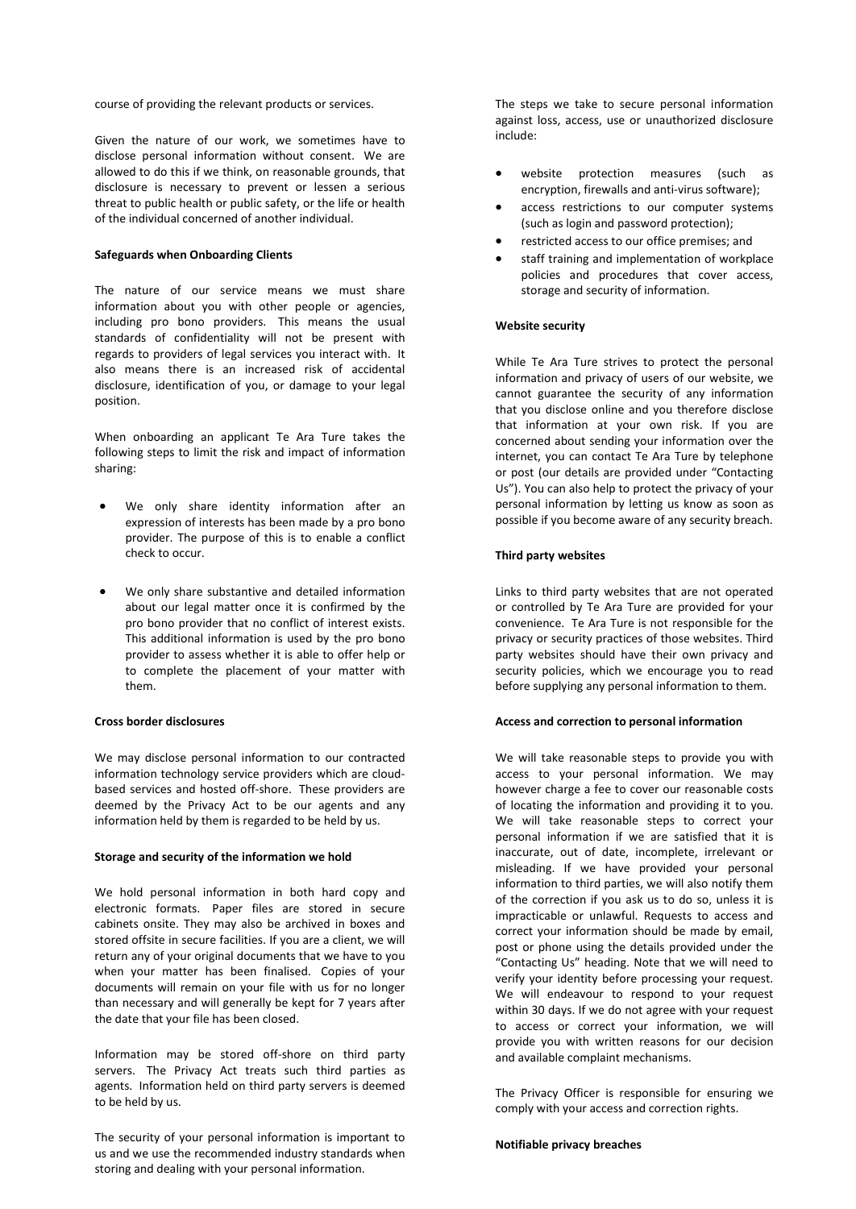course of providing the relevant products or services.

Given the nature of our work, we sometimes have to disclose personal information without consent. We are allowed to do this if we think, on reasonable grounds, that disclosure is necessary to prevent or lessen a serious threat to public health or public safety, or the life or health of the individual concerned of another individual.

**Safeguards when Onboarding Clients**

The nature of our service means we must share information about you with other people or agencies, including pro bono providers. This means the usual standards of confidentiality will not be present with regards to providers of legal services you interact with. It also means there is an increased risk of accidental disclosure, identification of you, or damage to your legal position.

When onboarding an applicant Te Ara Ture takes the following steps to limit the risk and impact of information sharing:

- We only share identity information after an expression of interests has been made by a pro bono provider. The purpose of this is to enable a conflict check to occur.
- We only share substantive and detailed information about our legal matter once it is confirmed by the pro bono provider that no conflict of interest exists. This additional information is used by the pro bono provider to assess whether it is able to offer help or to complete the placement of your matter with them.

**Cross border disclosures**

We may disclose personal information to our contracted information technology service providers which are cloud-based services and hosted off-shore. These providers are deemed by the Privacy Act to be our agents and any information held by them is regarded to be held by us.

**Storage and security of the information we hold**

We hold personal information in both hard copy and electronic formats. Paper files are stored in secure cabinets onsite. They may also be archived in boxes and stored offsite in secure facilities. If you are a client, we will return any of your original documents that we have to you when your matter has been finalised. Copies of your documents will remain on your file with us for no longer than necessary and will generally be kept for 7 years after the date that your file has been closed.

Information may be stored off-shore on third party servers. The Privacy Act treats such third parties as agents. Information held on third party servers is deemed to be held by us.

The security of your personal information is important to us and we use the recommended industry standards when storing and dealing with your personal information.

The steps we take to secure personal information against loss, access, use or unauthorized disclosure include:

- website protection measures (such as encryption, firewalls and anti-virus software);
- access restrictions to our computer systems (such as login and password protection);
- restricted access to our office premises; and
- staff training and implementation of workplace policies and procedures that cover access, storage and security of information.

**Website security**

While Te Ara Ture strives to protect the personal information and privacy of users of our website, we cannot guarantee the security of any information that you disclose online and you therefore disclose that information at your own risk. If you are concerned about sending your information over the internet, you can contact Te Ara Ture by telephone or post (our details are provided under "Contacting Us"). You can also help to protect the privacy of your personal information by letting us know as soon as possible if you become aware of any security breach.

**Third party websites**

Links to third party websites that are not operated or controlled by Te Ara Ture are provided for your convenience. Te Ara Ture is not responsible for the privacy or security practices of those websites. Third party websites should have their own privacy and security policies, which we encourage you to read before supplying any personal information to them.

**Access and correction to personal information**

We will take reasonable steps to provide you with access to your personal information. We may however charge a fee to cover our reasonable costs of locating the information and providing it to you. We will take reasonable steps to correct your personal information if we are satisfied that it is inaccurate, out of date, incomplete, irrelevant or misleading. If we have provided your personal information to third parties, we will also notify them of the correction if you ask us to do so, unless it is impracticable or unlawful. Requests to access and correct your information should be made by email, post or phone using the details provided under the "Contacting Us" heading. Note that we will need to verify your identity before processing your request. We will endeavour to respond to your request within 30 days. If we do not agree with your request to access or correct your information, we will provide you with written reasons for our decision and available complaint mechanisms.

The Privacy Officer is responsible for ensuring we comply with your access and correction rights.

**Notifiable privacy breaches**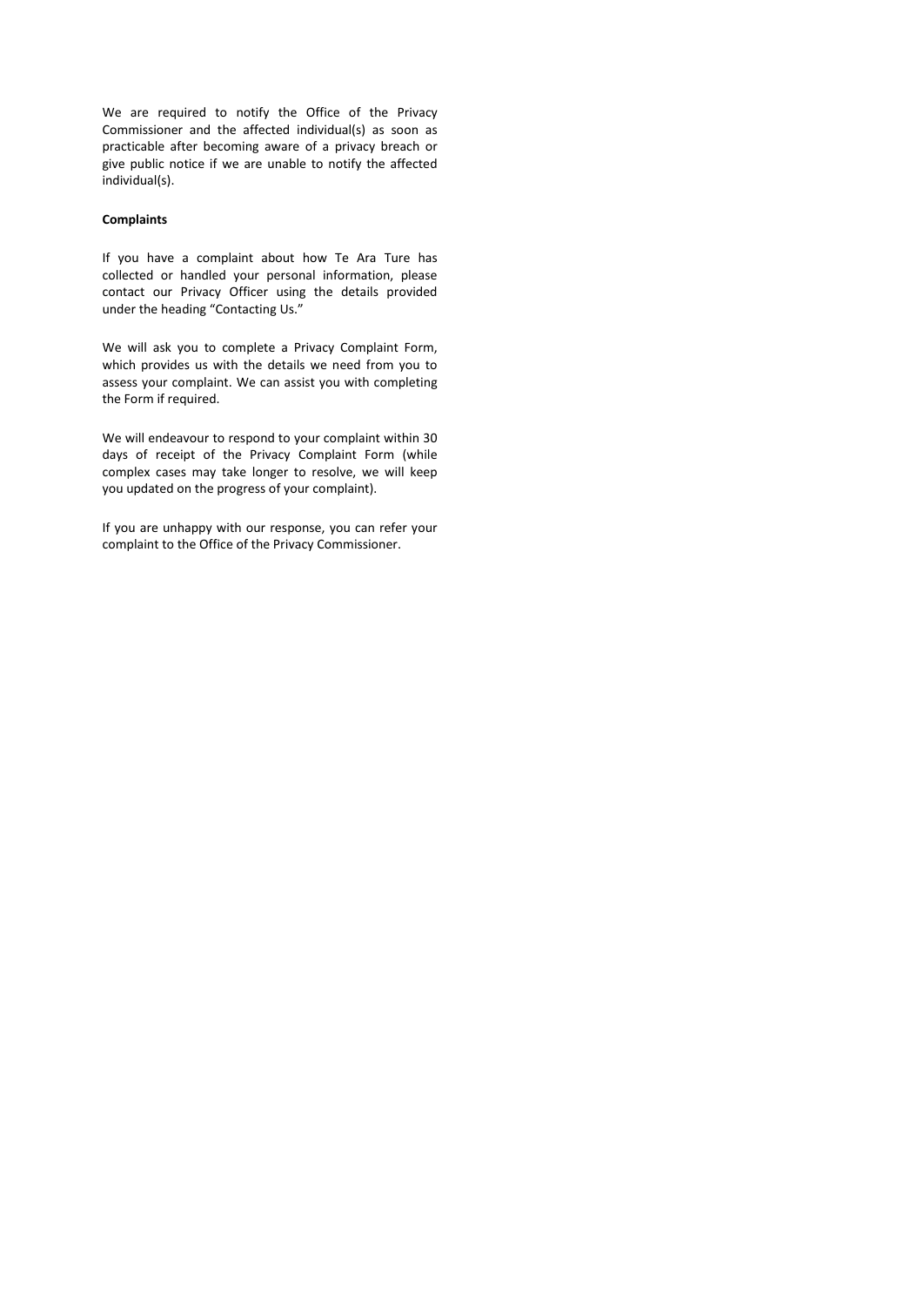We are required to notify the Office of the Privacy Commissioner and the affected individual(s) as soon as practicable after becoming aware of a privacy breach or give public notice if we are unable to notify the affected individual(s).

**Complaints**

If you have a complaint about how Te Ara Ture has collected or handled your personal information, please contact our Privacy Officer using the details provided under the heading "Contacting Us."

We will ask you to complete a Privacy Complaint Form, which provides us with the details we need from you to assess your complaint. We can assist you with completing the Form if required.

We will endeavour to respond to your complaint within 30 days of receipt of the Privacy Complaint Form (while complex cases may take longer to resolve, we will keep you updated on the progress of your complaint).

If you are unhappy with our response, you can refer your complaint to the Office of the Privacy Commissioner.